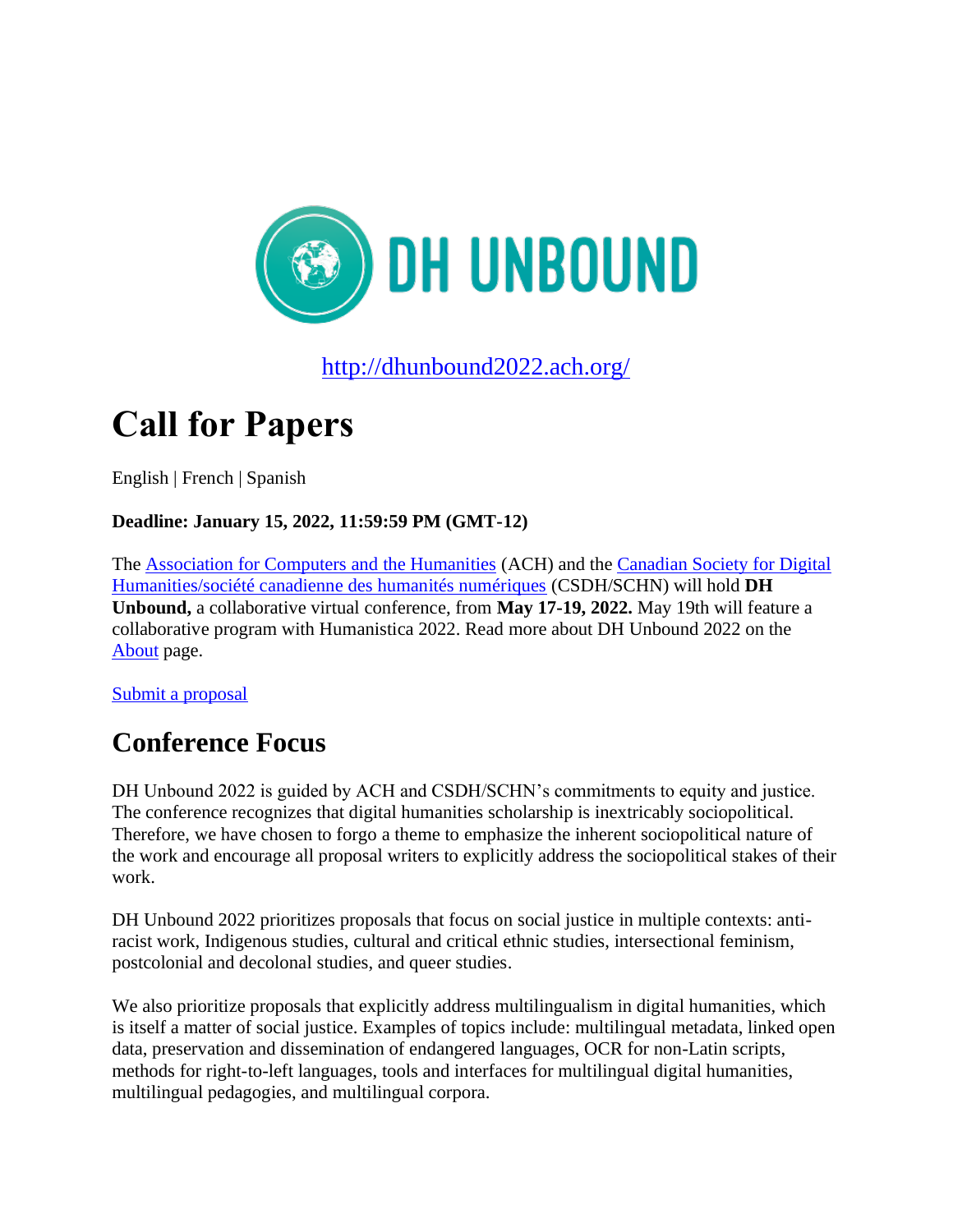DH UNBOUND

http://dhunbound2022.ach.org/

# Call for Papers

English | French | Spanish

**Deadline: January 15, 2022, 11:59:59 PM (GMT-12)**

The Association for Computers and the Humanities (ACH) and the Canadian Society for Digital Humanities/société canadienne des humanités numériques (CSDH/SCHN) will hold **DH Unbound,** a collaborative virtual conference, from **May 17-19, 2022.** May 19th will feature a collaborative program with Humanistica 2022. Read more about DH Unbound 2022 on the About page.

Submit a proposal

## Conference Focus

DH Unbound 2022 is guided by ACH and CSDH/SCHN's commitments to equity and justice. The conference recognizes that digital humanities scholarship is inextricably sociopolitical. Therefore, we have chosen to forgo a theme to emphasize the inherent sociopolitical nature of the work and encourage all proposal writers to explicitly address the sociopolitical stakes of their work.

DH Unbound 2022 prioritizes proposals that focus on social justice in multiple contexts: anti-racist work, Indigenous studies, cultural and critical ethnic studies, intersectional feminism, postcolonial and decolonal studies, and queer studies.

We also prioritize proposals that explicitly address multilingualism in digital humanities, which is itself a matter of social justice. Examples of topics include: multilingual metadata, linked open data, preservation and dissemination of endangered languages, OCR for non-Latin scripts, methods for right-to-left languages, tools and interfaces for multilingual digital humanities, multilingual pedagogies, and multilingual corpora.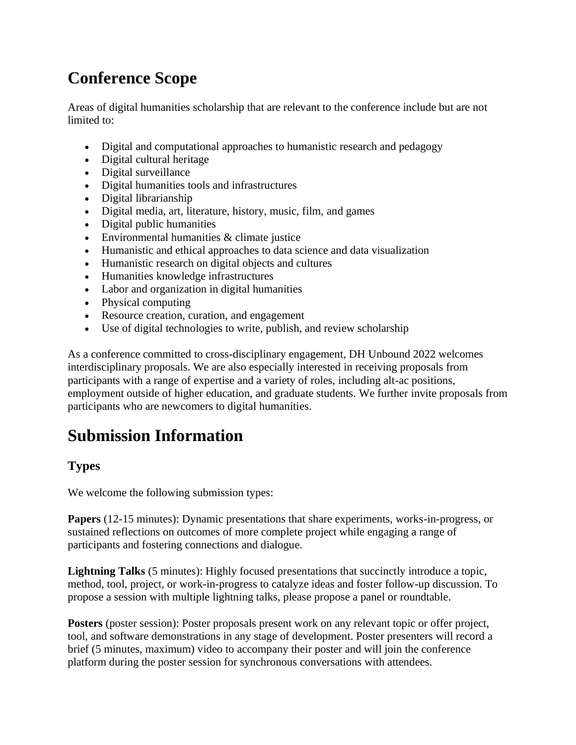# Conference Scope

Areas of digital humanities scholarship that are relevant to the conference include but are not limited to:

- Digital and computational approaches to humanistic research and pedagogy
- Digital cultural heritage
- Digital surveillance
- Digital humanities tools and infrastructures
- Digital librarianship
- Digital media, art, literature, history, music, film, and games
- Digital public humanities
- Environmental humanities & climate justice
- Humanistic and ethical approaches to data science and data visualization
- Humanistic research on digital objects and cultures
- Humanities knowledge infrastructures
- Labor and organization in digital humanities
- Physical computing
- Resource creation, curation, and engagement
- Use of digital technologies to write, publish, and review scholarship

As a conference committed to cross-disciplinary engagement, DH Unbound 2022 welcomes interdisciplinary proposals. We are also especially interested in receiving proposals from participants with a range of expertise and a variety of roles, including alt-ac positions, employment outside of higher education, and graduate students. We further invite proposals from participants who are newcomers to digital humanities.

# Submission Information

## Types

We welcome the following submission types:

**Papers** (12-15 minutes): Dynamic presentations that share experiments, works-in-progress, or sustained reflections on outcomes of more complete project while engaging a range of participants and fostering connections and dialogue.

**Lightning Talks** (5 minutes): Highly focused presentations that succinctly introduce a topic, method, tool, project, or work-in-progress to catalyze ideas and foster follow-up discussion. To propose a session with multiple lightning talks, please propose a panel or roundtable.

**Posters** (poster session): Poster proposals present work on any relevant topic or offer project, tool, and software demonstrations in any stage of development. Poster presenters will record a brief (5 minutes, maximum) video to accompany their poster and will join the conference platform during the poster session for synchronous conversations with attendees.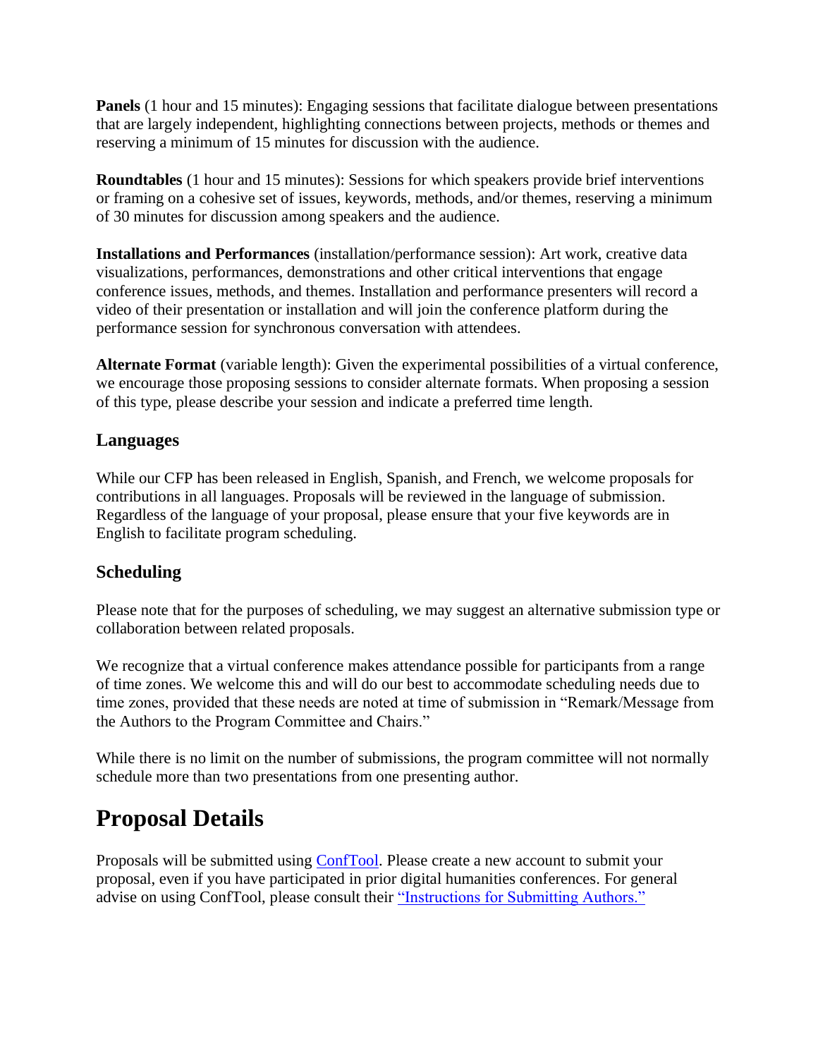**Panels** (1 hour and 15 minutes): Engaging sessions that facilitate dialogue between presentations that are largely independent, highlighting connections between projects, methods or themes and reserving a minimum of 15 minutes for discussion with the audience.

**Roundtables** (1 hour and 15 minutes): Sessions for which speakers provide brief interventions or framing on a cohesive set of issues, keywords, methods, and/or themes, reserving a minimum of 30 minutes for discussion among speakers and the audience.

**Installations and Performances** (installation/performance session): Art work, creative data visualizations, performances, demonstrations and other critical interventions that engage conference issues, methods, and themes. Installation and performance presenters will record a video of their presentation or installation and will join the conference platform during the performance session for synchronous conversation with attendees.

**Alternate Format** (variable length): Given the experimental possibilities of a virtual conference, we encourage those proposing sessions to consider alternate formats. When proposing a session of this type, please describe your session and indicate a preferred time length.

### Languages

While our CFP has been released in English, Spanish, and French, we welcome proposals for contributions in all languages. Proposals will be reviewed in the language of submission. Regardless of the language of your proposal, please ensure that your five keywords are in English to facilitate program scheduling.

### Scheduling

Please note that for the purposes of scheduling, we may suggest an alternative submission type or collaboration between related proposals.

We recognize that a virtual conference makes attendance possible for participants from a range of time zones. We welcome this and will do our best to accommodate scheduling needs due to time zones, provided that these needs are noted at time of submission in "Remark/Message from the Authors to the Program Committee and Chairs."

While there is no limit on the number of submissions, the program committee will not normally schedule more than two presentations from one presenting author.

## Proposal Details

Proposals will be submitted using ConfTool. Please create a new account to submit your proposal, even if you have participated in prior digital humanities conferences. For general advise on using ConfTool, please consult their "Instructions for Submitting Authors."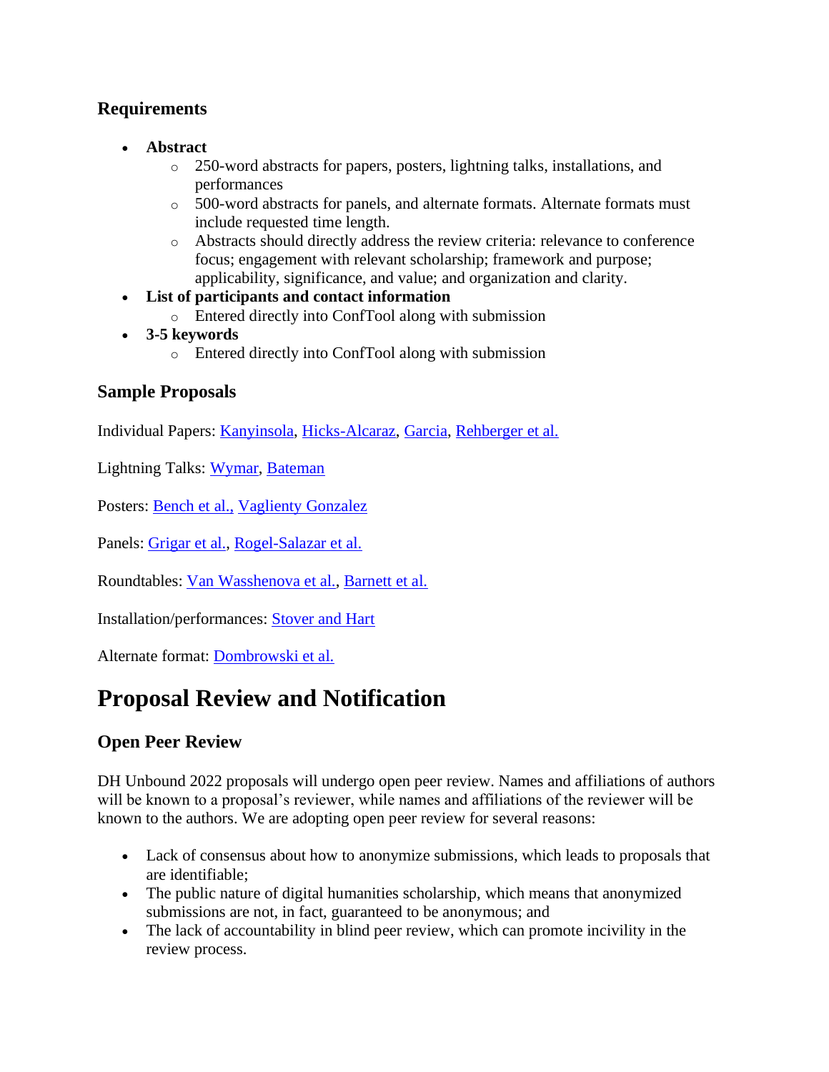### Requirements

- **Abstract**
  - 250-word abstracts for papers, posters, lightning talks, installations, and performances
  - 500-word abstracts for panels, and alternate formats. Alternate formats must include requested time length.
  - Abstracts should directly address the review criteria: relevance to conference focus; engagement with relevant scholarship; framework and purpose; applicability, significance, and value; and organization and clarity.
- **List of participants and contact information**
  - Entered directly into ConfTool along with submission
- **3-5 keywords**
  - Entered directly into ConfTool along with submission

### Sample Proposals

Individual Papers: Kanyinsola, Hicks-Alcaraz, Garcia, Rehberger et al.

Lightning Talks: Wymar, Bateman

Posters: Bench et al., Vaglienty Gonzalez

Panels: Grigar et al., Rogel-Salazar et al.

Roundtables: Van Wasshenova et al., Barnett et al.

Installation/performances: Stover and Hart

Alternate format: Dombrowski et al.

# Proposal Review and Notification

### Open Peer Review

DH Unbound 2022 proposals will undergo open peer review. Names and affiliations of authors will be known to a proposal's reviewer, while names and affiliations of the reviewer will be known to the authors. We are adopting open peer review for several reasons:

- Lack of consensus about how to anonymize submissions, which leads to proposals that are identifiable;
- The public nature of digital humanities scholarship, which means that anonymized submissions are not, in fact, guaranteed to be anonymous; and
- The lack of accountability in blind peer review, which can promote incivility in the review process.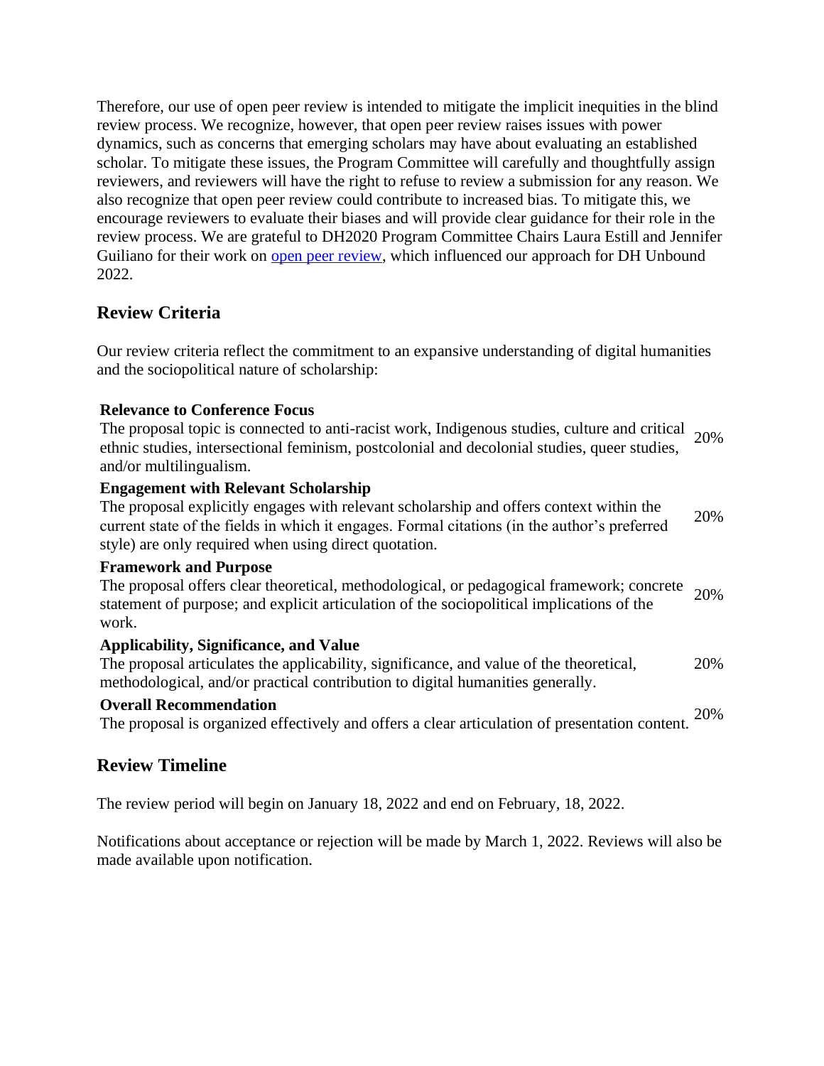Therefore, our use of open peer review is intended to mitigate the implicit inequities in the blind review process. We recognize, however, that open peer review raises issues with power dynamics, such as concerns that emerging scholars may have about evaluating an established scholar. To mitigate these issues, the Program Committee will carefully and thoughtfully assign reviewers, and reviewers will have the right to refuse to review a submission for any reason. We also recognize that open peer review could contribute to increased bias. To mitigate this, we encourage reviewers to evaluate their biases and will provide clear guidance for their role in the review process. We are grateful to DH2020 Program Committee Chairs Laura Estill and Jennifer Guiliano for their work on open peer review, which influenced our approach for DH Unbound 2022.

## Review Criteria

Our review criteria reflect the commitment to an expansive understanding of digital humanities and the sociopolitical nature of scholarship:

| Criterion | Weight |
| --- | --- |
| **Relevance to Conference Focus**<br>The proposal topic is connected to anti-racist work, Indigenous studies, culture and critical ethnic studies, intersectional feminism, postcolonial and decolonial studies, queer studies, and/or multilingualism. | 20% |
| **Engagement with Relevant Scholarship**<br>The proposal explicitly engages with relevant scholarship and offers context within the current state of the fields in which it engages. Formal citations (in the author's preferred style) are only required when using direct quotation. | 20% |
| **Framework and Purpose**<br>The proposal offers clear theoretical, methodological, or pedagogical framework; concrete statement of purpose; and explicit articulation of the sociopolitical implications of the work. | 20% |
| **Applicability, Significance, and Value**<br>The proposal articulates the applicability, significance, and value of the theoretical, methodological, and/or practical contribution to digital humanities generally. | 20% |
| **Overall Recommendation**<br>The proposal is organized effectively and offers a clear articulation of presentation content. | 20% |

## Review Timeline

The review period will begin on January 18, 2022 and end on February, 18, 2022.

Notifications about acceptance or rejection will be made by March 1, 2022. Reviews will also be made available upon notification.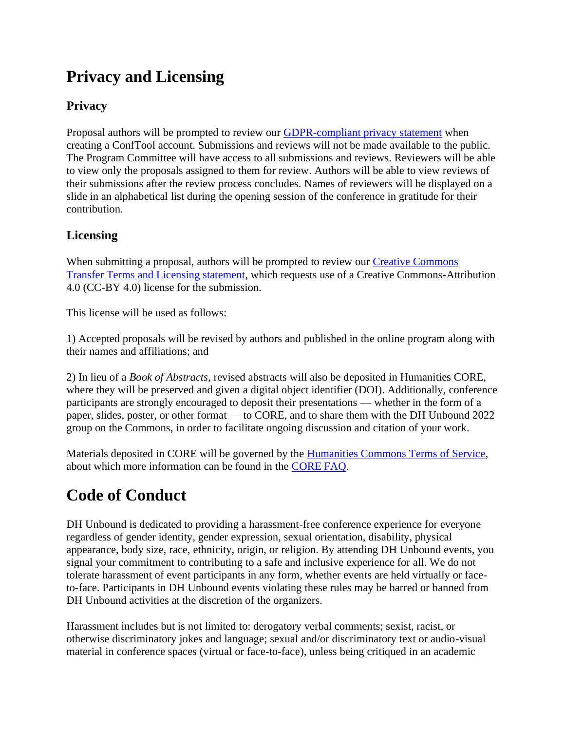# Privacy and Licensing

## Privacy

Proposal authors will be prompted to review our [GDPR-compliant privacy statement] when creating a ConfTool account. Submissions and reviews will not be made available to the public. The Program Committee will have access to all submissions and reviews. Reviewers will be able to view only the proposals assigned to them for review. Authors will be able to view reviews of their submissions after the review process concludes. Names of reviewers will be displayed on a slide in an alphabetical list during the opening session of the conference in gratitude for their contribution.

## Licensing

When submitting a proposal, authors will be prompted to review our [Creative Commons Transfer Terms and Licensing statement], which requests use of a Creative Commons-Attribution 4.0 (CC-BY 4.0) license for the submission.

This license will be used as follows:

1) Accepted proposals will be revised by authors and published in the online program along with their names and affiliations; and

2) In lieu of a *Book of Abstracts*, revised abstracts will also be deposited in Humanities CORE, where they will be preserved and given a digital object identifier (DOI). Additionally, conference participants are strongly encouraged to deposit their presentations — whether in the form of a paper, slides, poster, or other format — to CORE, and to share them with the DH Unbound 2022 group on the Commons, in order to facilitate ongoing discussion and citation of your work.

Materials deposited in CORE will be governed by the [Humanities Commons Terms of Service], about which more information can be found in the [CORE FAQ].

# Code of Conduct

DH Unbound is dedicated to providing a harassment-free conference experience for everyone regardless of gender identity, gender expression, sexual orientation, disability, physical appearance, body size, race, ethnicity, origin, or religion. By attending DH Unbound events, you signal your commitment to contributing to a safe and inclusive experience for all. We do not tolerate harassment of event participants in any form, whether events are held virtually or face-to-face. Participants in DH Unbound events violating these rules may be barred or banned from DH Unbound activities at the discretion of the organizers.

Harassment includes but is not limited to: derogatory verbal comments; sexist, racist, or otherwise discriminatory jokes and language; sexual and/or discriminatory text or audio-visual material in conference spaces (virtual or face-to-face), unless being critiqued in an academic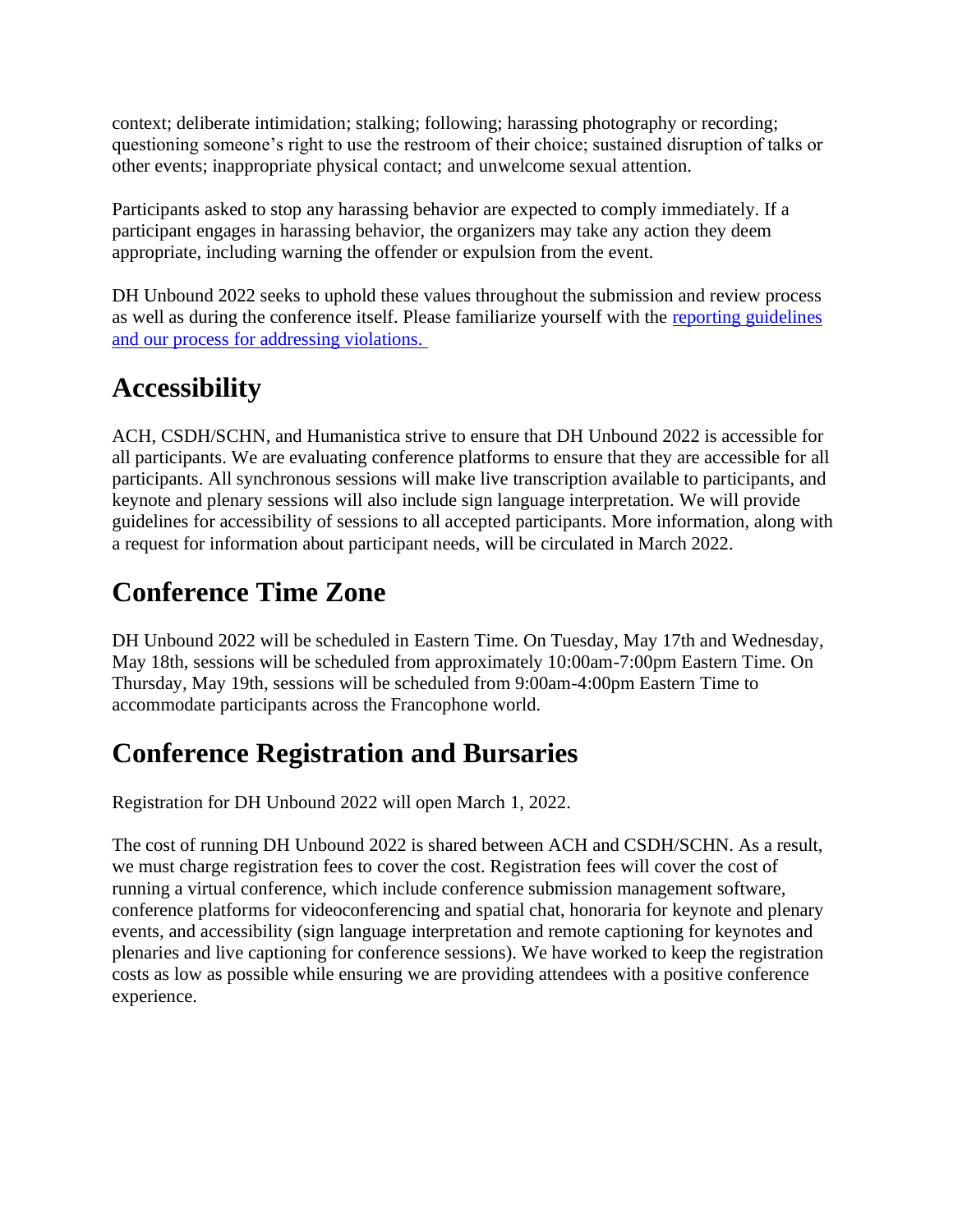context; deliberate intimidation; stalking; following; harassing photography or recording; questioning someone's right to use the restroom of their choice; sustained disruption of talks or other events; inappropriate physical contact; and unwelcome sexual attention.

Participants asked to stop any harassing behavior are expected to comply immediately. If a participant engages in harassing behavior, the organizers may take any action they deem appropriate, including warning the offender or expulsion from the event.

DH Unbound 2022 seeks to uphold these values throughout the submission and review process as well as during the conference itself. Please familiarize yourself with the reporting guidelines and our process for addressing violations.

## Accessibility

ACH, CSDH/SCHN, and Humanistica strive to ensure that DH Unbound 2022 is accessible for all participants. We are evaluating conference platforms to ensure that they are accessible for all participants. All synchronous sessions will make live transcription available to participants, and keynote and plenary sessions will also include sign language interpretation. We will provide guidelines for accessibility of sessions to all accepted participants. More information, along with a request for information about participant needs, will be circulated in March 2022.

## Conference Time Zone

DH Unbound 2022 will be scheduled in Eastern Time. On Tuesday, May 17th and Wednesday, May 18th, sessions will be scheduled from approximately 10:00am-7:00pm Eastern Time. On Thursday, May 19th, sessions will be scheduled from 9:00am-4:00pm Eastern Time to accommodate participants across the Francophone world.

## Conference Registration and Bursaries

Registration for DH Unbound 2022 will open March 1, 2022.

The cost of running DH Unbound 2022 is shared between ACH and CSDH/SCHN. As a result, we must charge registration fees to cover the cost. Registration fees will cover the cost of running a virtual conference, which include conference submission management software, conference platforms for videoconferencing and spatial chat, honoraria for keynote and plenary events, and accessibility (sign language interpretation and remote captioning for keynotes and plenaries and live captioning for conference sessions). We have worked to keep the registration costs as low as possible while ensuring we are providing attendees with a positive conference experience.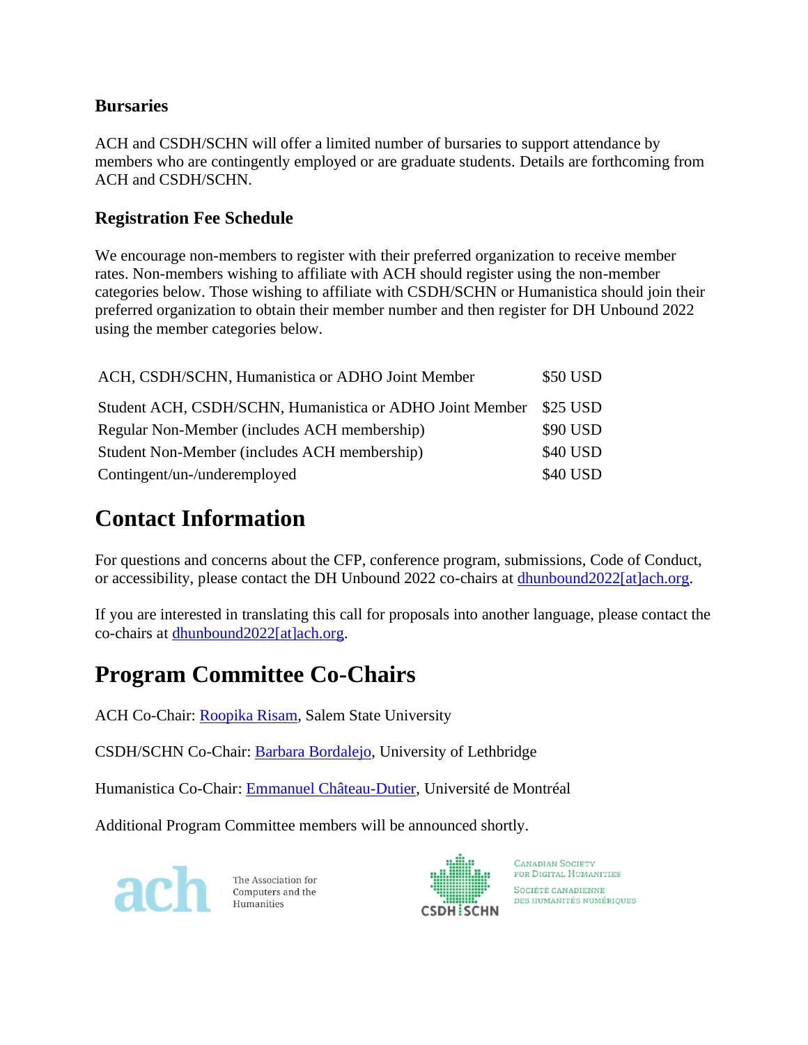### Bursaries

ACH and CSDH/SCHN will offer a limited number of bursaries to support attendance by members who are contingently employed or are graduate students. Details are forthcoming from ACH and CSDH/SCHN.

### Registration Fee Schedule

We encourage non-members to register with their preferred organization to receive member rates. Non-members wishing to affiliate with ACH should register using the non-member categories below. Those wishing to affiliate with CSDH/SCHN or Humanistica should join their preferred organization to obtain their member number and then register for DH Unbound 2022 using the member categories below.

| | |
|---|---|
| ACH, CSDH/SCHN, Humanistica or ADHO Joint Member | $50 USD |
| Student ACH, CSDH/SCHN, Humanistica or ADHO Joint Member | $25 USD |
| Regular Non-Member (includes ACH membership) | $90 USD |
| Student Non-Member (includes ACH membership) | $40 USD |
| Contingent/un-/underemployed | $40 USD |

## Contact Information

For questions and concerns about the CFP, conference program, submissions, Code of Conduct, or accessibility, please contact the DH Unbound 2022 co-chairs at dhunbound2022[at]ach.org.

If you are interested in translating this call for proposals into another language, please contact the co-chairs at dhunbound2022[at]ach.org.

## Program Committee Co-Chairs

ACH Co-Chair: Roopika Risam, Salem State University

CSDH/SCHN Co-Chair: Barbara Bordalejo, University of Lethbridge

Humanistica Co-Chair: Emmanuel Château-Dutier, Université de Montréal

Additional Program Committee members will be announced shortly.

ach The Association for Computers and the Humanities

CSDH SCHN Canadian Society for Digital Humanities Société canadienne des humanités numériques